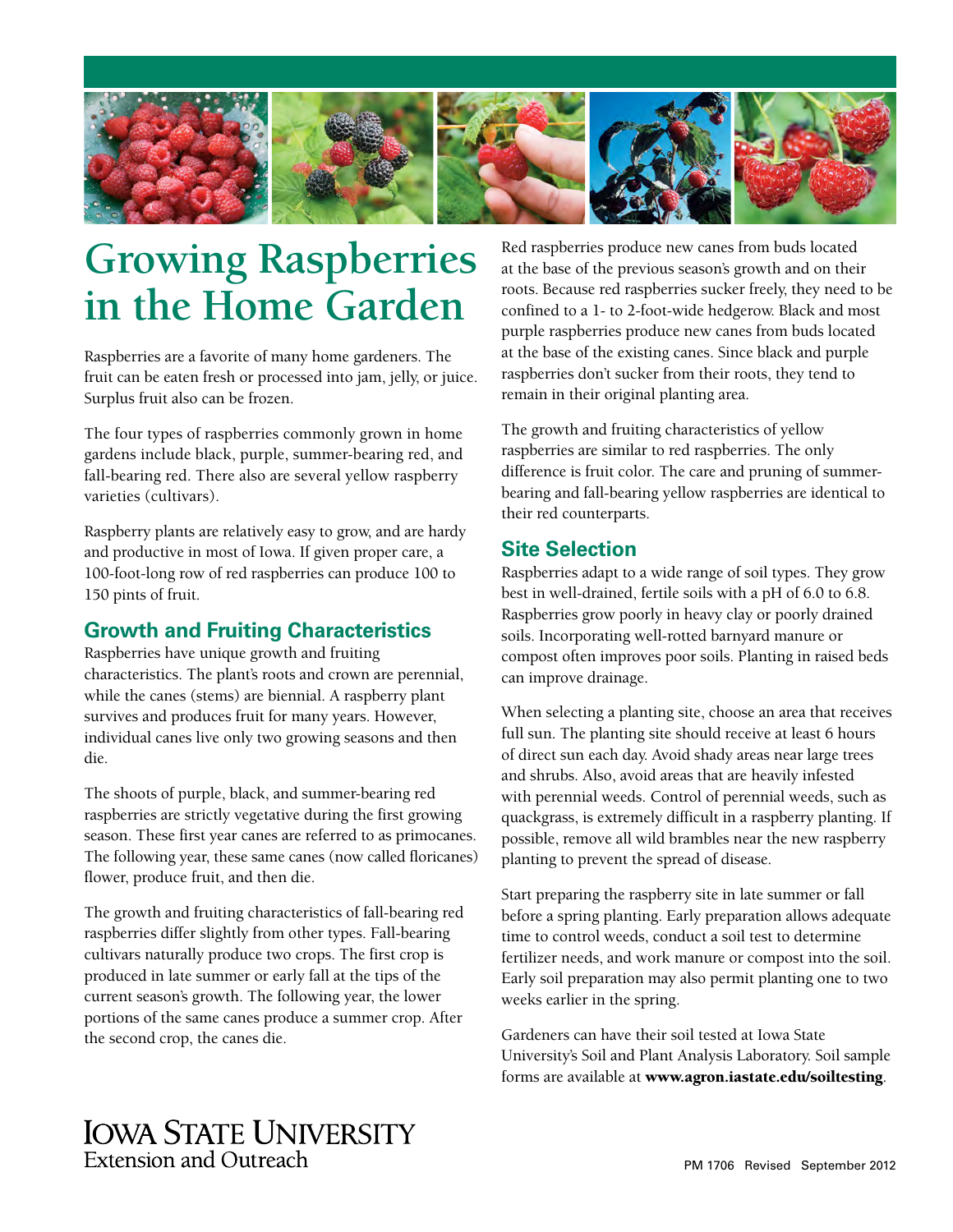# Growing Raspberries in the Home Garden

Raspberries are a favorite of many home gardeners. The fruit can be eaten fresh or processed into jam, jelly, or juice. Surplus fruit also can be frozen.

The four types of raspberries commonly grown in home gardens include black, purple, summer-bearing red, and fall-bearing red. There also are several yellow raspberry varieties (cultivars).

Raspberry plants are relatively easy to grow, and are hardy and productive in most of Iowa. If given proper care, a 100-foot-long row of red raspberries can produce 100 to 150 pints of fruit.

## Growth and Fruiting Characteristics

Raspberries have unique growth and fruiting characteristics. The plant's roots and crown are perennial, while the canes (stems) are biennial. A raspberry plant survives and produces fruit for many years. However, individual canes live only two growing seasons and then die.

The shoots of purple, black, and summer-bearing red raspberries are strictly vegetative during the first growing season. These first year canes are referred to as primocanes. The following year, these same canes (now called floricanes) flower, produce fruit, and then die.

The growth and fruiting characteristics of fall-bearing red raspberries differ slightly from other types. Fall-bearing cultivars naturally produce two crops. The first crop is produced in late summer or early fall at the tips of the current season's growth. The following year, the lower portions of the same canes produce a summer crop. After the second crop, the canes die.

Red raspberries produce new canes from buds located at the base of the previous season's growth and on their roots. Because red raspberries sucker freely, they need to be confined to a 1- to 2-foot-wide hedgerow. Black and most purple raspberries produce new canes from buds located at the base of the existing canes. Since black and purple raspberries don't sucker from their roots, they tend to remain in their original planting area.

The growth and fruiting characteristics of yellow raspberries are similar to red raspberries. The only difference is fruit color. The care and pruning of summer-bearing and fall-bearing yellow raspberries are identical to their red counterparts.

## Site Selection

Raspberries adapt to a wide range of soil types. They grow best in well-drained, fertile soils with a pH of 6.0 to 6.8. Raspberries grow poorly in heavy clay or poorly drained soils. Incorporating well-rotted barnyard manure or compost often improves poor soils. Planting in raised beds can improve drainage.

When selecting a planting site, choose an area that receives full sun. The planting site should receive at least 6 hours of direct sun each day. Avoid shady areas near large trees and shrubs. Also, avoid areas that are heavily infested with perennial weeds. Control of perennial weeds, such as quackgrass, is extremely difficult in a raspberry planting. If possible, remove all wild brambles near the new raspberry planting to prevent the spread of disease.

Start preparing the raspberry site in late summer or fall before a spring planting. Early preparation allows adequate time to control weeds, conduct a soil test to determine fertilizer needs, and work manure or compost into the soil. Early soil preparation may also permit planting one to two weeks earlier in the spring.

Gardeners can have their soil tested at Iowa State University's Soil and Plant Analysis Laboratory. Soil sample forms are available at **www.agron.iastate.edu/soiltesting**.

Iowa State University Extension and Outreach

PM 1706 Revised September 2012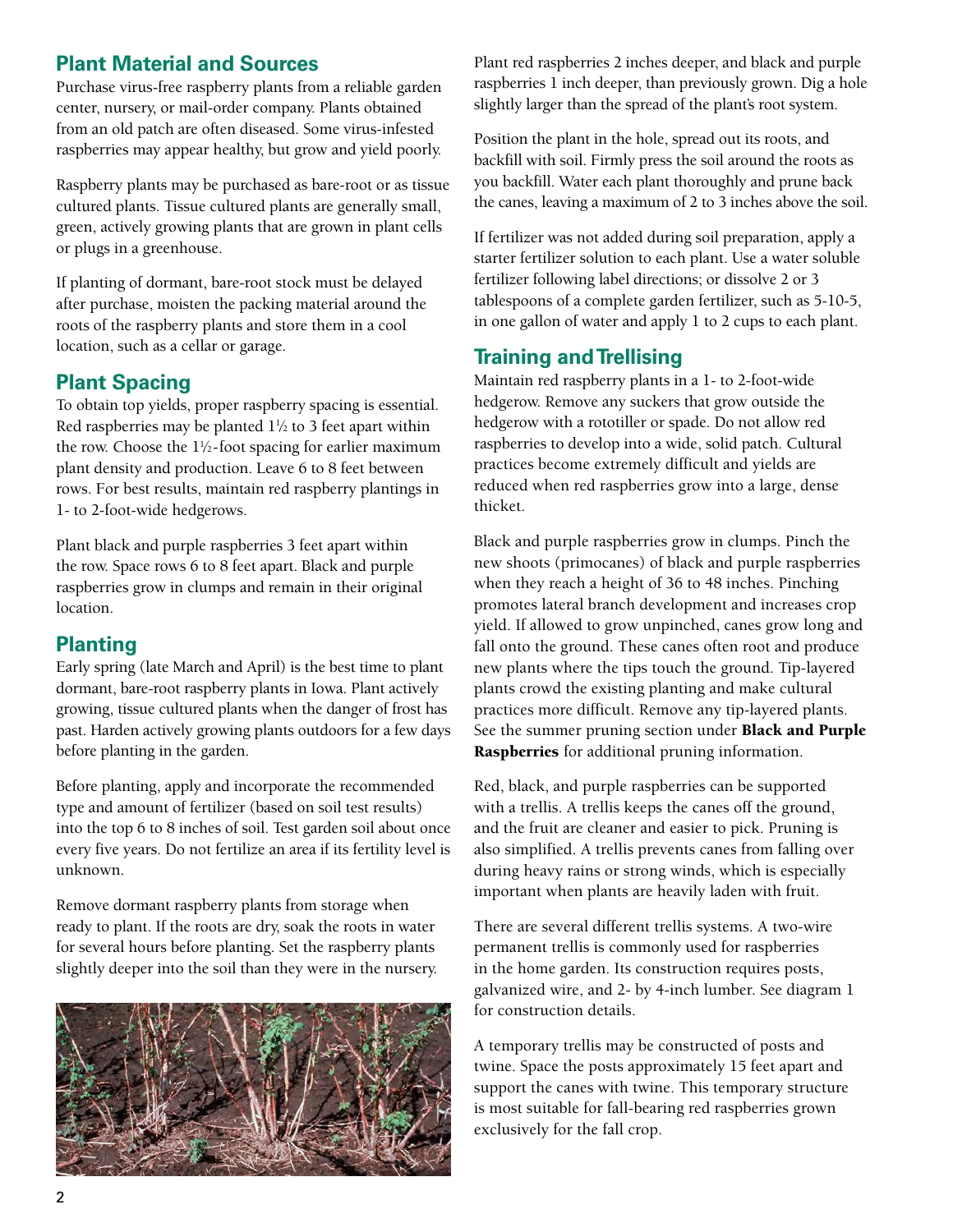## Plant Material and Sources

Purchase virus-free raspberry plants from a reliable garden center, nursery, or mail-order company. Plants obtained from an old patch are often diseased. Some virus-infested raspberries may appear healthy, but grow and yield poorly.

Raspberry plants may be purchased as bare-root or as tissue cultured plants. Tissue cultured plants are generally small, green, actively growing plants that are grown in plant cells or plugs in a greenhouse.

If planting of dormant, bare-root stock must be delayed after purchase, moisten the packing material around the roots of the raspberry plants and store them in a cool location, such as a cellar or garage.

## Plant Spacing

To obtain top yields, proper raspberry spacing is essential. Red raspberries may be planted 1½ to 3 feet apart within the row. Choose the 1½-foot spacing for earlier maximum plant density and production. Leave 6 to 8 feet between rows. For best results, maintain red raspberry plantings in 1- to 2-foot-wide hedgerows.

Plant black and purple raspberries 3 feet apart within the row. Space rows 6 to 8 feet apart. Black and purple raspberries grow in clumps and remain in their original location.

## Planting

Early spring (late March and April) is the best time to plant dormant, bare-root raspberry plants in Iowa. Plant actively growing, tissue cultured plants when the danger of frost has past. Harden actively growing plants outdoors for a few days before planting in the garden.

Before planting, apply and incorporate the recommended type and amount of fertilizer (based on soil test results) into the top 6 to 8 inches of soil. Test garden soil about once every five years. Do not fertilize an area if its fertility level is unknown.

Remove dormant raspberry plants from storage when ready to plant. If the roots are dry, soak the roots in water for several hours before planting. Set the raspberry plants slightly deeper into the soil than they were in the nursery.

Plant red raspberries 2 inches deeper, and black and purple raspberries 1 inch deeper, than previously grown. Dig a hole slightly larger than the spread of the plant's root system.

Position the plant in the hole, spread out its roots, and backfill with soil. Firmly press the soil around the roots as you backfill. Water each plant thoroughly and prune back the canes, leaving a maximum of 2 to 3 inches above the soil.

If fertilizer was not added during soil preparation, apply a starter fertilizer solution to each plant. Use a water soluble fertilizer following label directions; or dissolve 2 or 3 tablespoons of a complete garden fertilizer, such as 5-10-5, in one gallon of water and apply 1 to 2 cups to each plant.

## Training and Trellising

Maintain red raspberry plants in a 1- to 2-foot-wide hedgerow. Remove any suckers that grow outside the hedgerow with a rototiller or spade. Do not allow red raspberries to develop into a wide, solid patch. Cultural practices become extremely difficult and yields are reduced when red raspberries grow into a large, dense thicket.

Black and purple raspberries grow in clumps. Pinch the new shoots (primocanes) of black and purple raspberries when they reach a height of 36 to 48 inches. Pinching promotes lateral branch development and increases crop yield. If allowed to grow unpinched, canes grow long and fall onto the ground. These canes often root and produce new plants where the tips touch the ground. Tip-layered plants crowd the existing planting and make cultural practices more difficult. Remove any tip-layered plants. See the summer pruning section under **Black and Purple Raspberries** for additional pruning information.

Red, black, and purple raspberries can be supported with a trellis. A trellis keeps the canes off the ground, and the fruit are cleaner and easier to pick. Pruning is also simplified. A trellis prevents canes from falling over during heavy rains or strong winds, which is especially important when plants are heavily laden with fruit.

There are several different trellis systems. A two-wire permanent trellis is commonly used for raspberries in the home garden. Its construction requires posts, galvanized wire, and 2- by 4-inch lumber. See diagram 1 for construction details.

A temporary trellis may be constructed of posts and twine. Space the posts approximately 15 feet apart and support the canes with twine. This temporary structure is most suitable for fall-bearing red raspberries grown exclusively for the fall crop.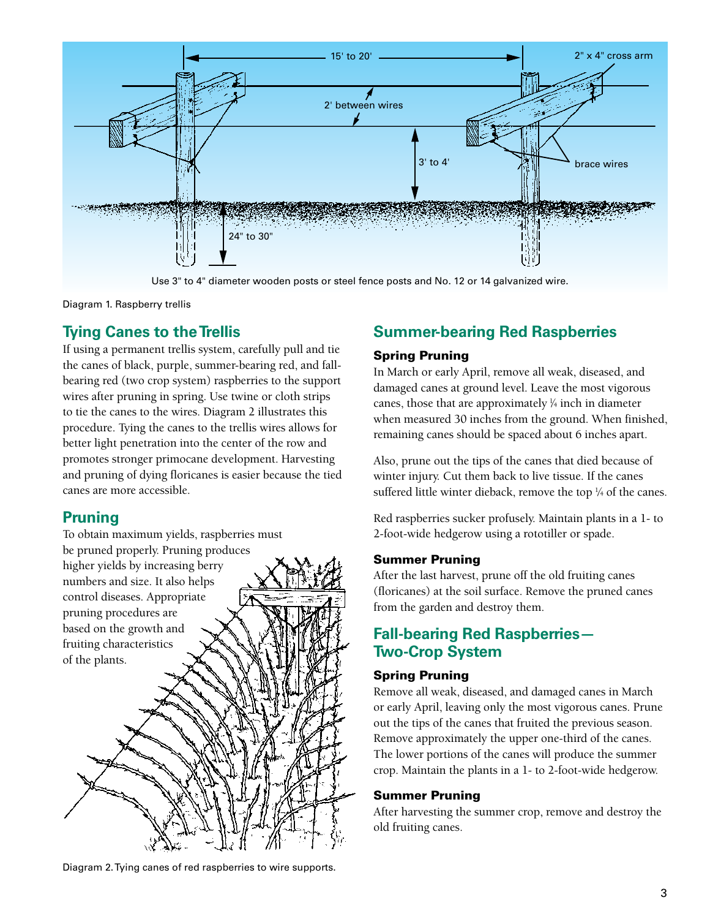Use 3" to 4" diameter wooden posts or steel fence posts and No. 12 or 14 galvanized wire.

Diagram 1. Raspberry trellis

## Tying Canes to the Trellis

If using a permanent trellis system, carefully pull and tie the canes of black, purple, summer-bearing red, and fall-bearing red (two crop system) raspberries to the support wires after pruning in spring. Use twine or cloth strips to tie the canes to the wires. Diagram 2 illustrates this procedure. Tying the canes to the trellis wires allows for better light penetration into the center of the row and promotes stronger primocane development. Harvesting and pruning of dying floricanes is easier because the tied canes are more accessible.

## Pruning

To obtain maximum yields, raspberries must be pruned properly. Pruning produces higher yields by increasing berry numbers and size. It also helps control diseases. Appropriate pruning procedures are based on the growth and fruiting characteristics of the plants.

Diagram 2. Tying canes of red raspberries to wire supports.

## Summer-bearing Red Raspberries

### Spring Pruning

In March or early April, remove all weak, diseased, and damaged canes at ground level. Leave the most vigorous canes, those that are approximately ¼ inch in diameter when measured 30 inches from the ground. When finished, remaining canes should be spaced about 6 inches apart.

Also, prune out the tips of the canes that died because of winter injury. Cut them back to live tissue. If the canes suffered little winter dieback, remove the top ¼ of the canes.

Red raspberries sucker profusely. Maintain plants in a 1- to 2-foot-wide hedgerow using a rototiller or spade.

### Summer Pruning

After the last harvest, prune off the old fruiting canes (floricanes) at the soil surface. Remove the pruned canes from the garden and destroy them.

## Fall-bearing Red Raspberries—Two-Crop System

### Spring Pruning

Remove all weak, diseased, and damaged canes in March or early April, leaving only the most vigorous canes. Prune out the tips of the canes that fruited the previous season. Remove approximately the upper one-third of the canes. The lower portions of the canes will produce the summer crop. Maintain the plants in a 1- to 2-foot-wide hedgerow.

### Summer Pruning

After harvesting the summer crop, remove and destroy the old fruiting canes.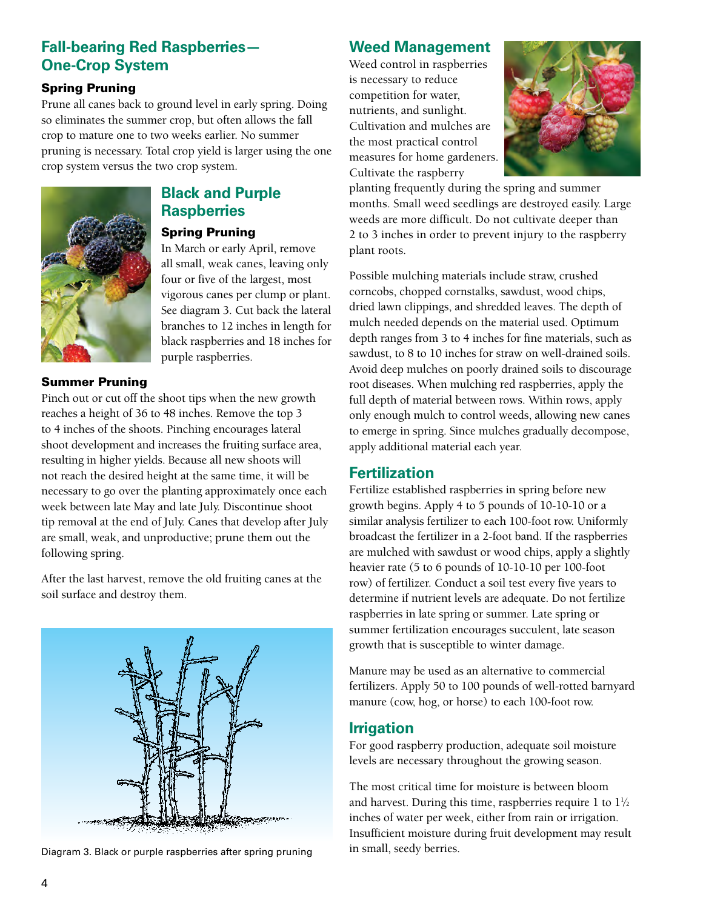## Fall-bearing Red Raspberries—One-Crop System

### Spring Pruning

Prune all canes back to ground level in early spring. Doing so eliminates the summer crop, but often allows the fall crop to mature one to two weeks earlier. No summer pruning is necessary. Total crop yield is larger using the one crop system versus the two crop system.

## Black and Purple Raspberries

### Spring Pruning

In March or early April, remove all small, weak canes, leaving only four or five of the largest, most vigorous canes per clump or plant. See diagram 3. Cut back the lateral branches to 12 inches in length for black raspberries and 18 inches for purple raspberries.

### Summer Pruning

Pinch out or cut off the shoot tips when the new growth reaches a height of 36 to 48 inches. Remove the top 3 to 4 inches of the shoots. Pinching encourages lateral shoot development and increases the fruiting surface area, resulting in higher yields. Because all new shoots will not reach the desired height at the same time, it will be necessary to go over the planting approximately once each week between late May and late July. Discontinue shoot tip removal at the end of July. Canes that develop after July are small, weak, and unproductive; prune them out the following spring.

After the last harvest, remove the old fruiting canes at the soil surface and destroy them.

Diagram 3. Black or purple raspberries after spring pruning

## Weed Management

Weed control in raspberries is necessary to reduce competition for water, nutrients, and sunlight. Cultivation and mulches are the most practical control measures for home gardeners. Cultivate the raspberry planting frequently during the spring and summer months. Small weed seedlings are destroyed easily. Large weeds are more difficult. Do not cultivate deeper than 2 to 3 inches in order to prevent injury to the raspberry plant roots.

Possible mulching materials include straw, crushed corncobs, chopped cornstalks, sawdust, wood chips, dried lawn clippings, and shredded leaves. The depth of mulch needed depends on the material used. Optimum depth ranges from 3 to 4 inches for fine materials, such as sawdust, to 8 to 10 inches for straw on well-drained soils. Avoid deep mulches on poorly drained soils to discourage root diseases. When mulching red raspberries, apply the full depth of material between rows. Within rows, apply only enough mulch to control weeds, allowing new canes to emerge in spring. Since mulches gradually decompose, apply additional material each year.

## Fertilization

Fertilize established raspberries in spring before new growth begins. Apply 4 to 5 pounds of 10-10-10 or a similar analysis fertilizer to each 100-foot row. Uniformly broadcast the fertilizer in a 2-foot band. If the raspberries are mulched with sawdust or wood chips, apply a slightly heavier rate (5 to 6 pounds of 10-10-10 per 100-foot row) of fertilizer. Conduct a soil test every five years to determine if nutrient levels are adequate. Do not fertilize raspberries in late spring or summer. Late spring or summer fertilization encourages succulent, late season growth that is susceptible to winter damage.

Manure may be used as an alternative to commercial fertilizers. Apply 50 to 100 pounds of well-rotted barnyard manure (cow, hog, or horse) to each 100-foot row.

## Irrigation

For good raspberry production, adequate soil moisture levels are necessary throughout the growing season.

The most critical time for moisture is between bloom and harvest. During this time, raspberries require 1 to 1½ inches of water per week, either from rain or irrigation. Insufficient moisture during fruit development may result in small, seedy berries.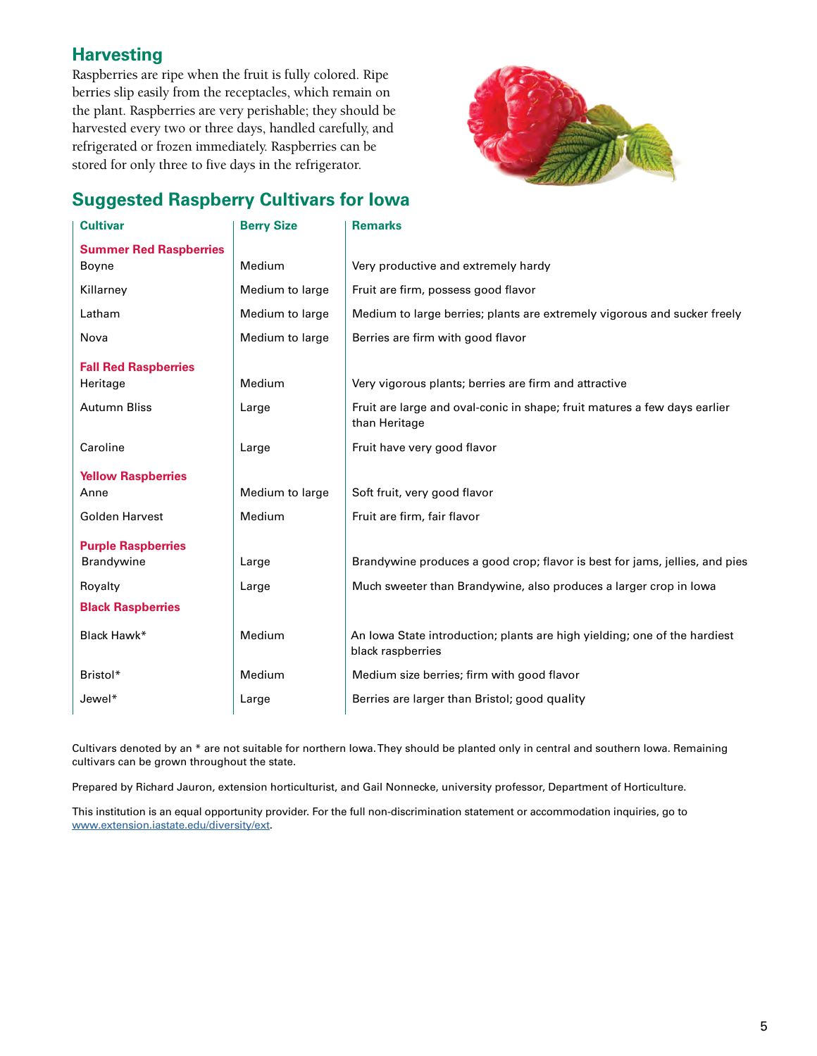## Harvesting

Raspberries are ripe when the fruit is fully colored. Ripe berries slip easily from the receptacles, which remain on the plant. Raspberries are very perishable; they should be harvested every two or three days, handled carefully, and refrigerated or frozen immediately. Raspberries can be stored for only three to five days in the refrigerator.

## Suggested Raspberry Cultivars for Iowa

| Cultivar | Berry Size | Remarks |
|---|---|---|
| **Summer Red Raspberries** | | |
| Boyne | Medium | Very productive and extremely hardy |
| Killarney | Medium to large | Fruit are firm, possess good flavor |
| Latham | Medium to large | Medium to large berries; plants are extremely vigorous and sucker freely |
| Nova | Medium to large | Berries are firm with good flavor |
| **Fall Red Raspberries** | | |
| Heritage | Medium | Very vigorous plants; berries are firm and attractive |
| Autumn Bliss | Large | Fruit are large and oval-conic in shape; fruit matures a few days earlier than Heritage |
| Caroline | Large | Fruit have very good flavor |
| **Yellow Raspberries** | | |
| Anne | Medium to large | Soft fruit, very good flavor |
| Golden Harvest | Medium | Fruit are firm, fair flavor |
| **Purple Raspberries** | | |
| Brandywine | Large | Brandywine produces a good crop; flavor is best for jams, jellies, and pies |
| Royalty | Large | Much sweeter than Brandywine, also produces a larger crop in Iowa |
| **Black Raspberries** | | |
| Black Hawk* | Medium | An Iowa State introduction; plants are high yielding; one of the hardiest black raspberries |
| Bristol* | Medium | Medium size berries; firm with good flavor |
| Jewel* | Large | Berries are larger than Bristol; good quality |

Cultivars denoted by an * are not suitable for northern Iowa. They should be planted only in central and southern Iowa. Remaining cultivars can be grown throughout the state.

Prepared by Richard Jauron, extension horticulturist, and Gail Nonnecke, university professor, Department of Horticulture.

This institution is an equal opportunity provider. For the full non-discrimination statement or accommodation inquiries, go to www.extension.iastate.edu/diversity/ext.